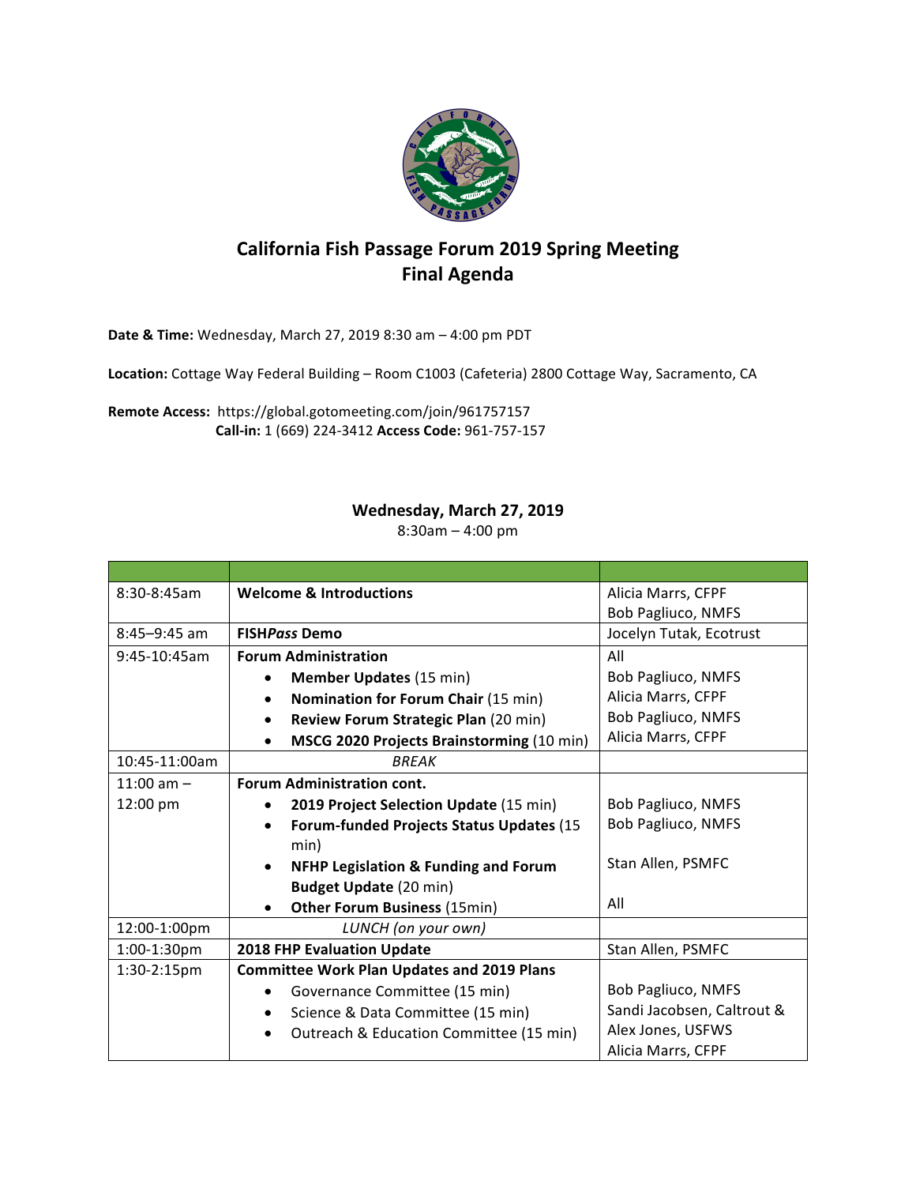# California Fish Passage Forum 2019 Spring Meeting
# Final Agenda

**Date & Time:** Wednesday, March 27, 2019 8:30 am – 4:00 pm PDT

**Location:** Cottage Way Federal Building – Room C1003 (Cafeteria) 2800 Cottage Way, Sacramento, CA

**Remote Access:** https://global.gotomeeting.com/join/961757157
**Call-in:** 1 (669) 224-3412 **Access Code:** 961-757-157

## Wednesday, March 27, 2019

8:30am – 4:00 pm

| | | |
|---|---|---|
| 8:30-8:45am | **Welcome & Introductions** | Alicia Marrs, CFPF<br>Bob Pagliuco, NMFS |
| 8:45–9:45 am | **FISH*Pass* Demo** | Jocelyn Tutak, Ecotrust |
| 9:45-10:45am | **Forum Administration**<br>• **Member Updates** (15 min)<br>• **Nomination for Forum Chair** (15 min)<br>• **Review Forum Strategic Plan** (20 min)<br>• **MSCG 2020 Projects Brainstorming** (10 min) | All<br>Bob Pagliuco, NMFS<br>Alicia Marrs, CFPF<br>Bob Pagliuco, NMFS<br>Alicia Marrs, CFPF |
| 10:45-11:00am | *BREAK* | |
| 11:00 am – 12:00 pm | **Forum Administration cont.**<br>• **2019 Project Selection Update** (15 min)<br>• **Forum-funded Projects Status Updates** (15 min)<br>• **NFHP Legislation & Funding and Forum Budget Update** (20 min)<br>• **Other Forum Business** (15min) | <br>Bob Pagliuco, NMFS<br>Bob Pagliuco, NMFS<br>Stan Allen, PSMFC<br>All |
| 12:00-1:00pm | *LUNCH (on your own)* | |
| 1:00-1:30pm | **2018 FHP Evaluation Update** | Stan Allen, PSMFC |
| 1:30-2:15pm | **Committee Work Plan Updates and 2019 Plans**<br>• Governance Committee (15 min)<br>• Science & Data Committee (15 min)<br>• Outreach & Education Committee (15 min) | <br>Bob Pagliuco, NMFS<br>Sandi Jacobsen, Caltrout & Alex Jones, USFWS<br>Alicia Marrs, CFPF |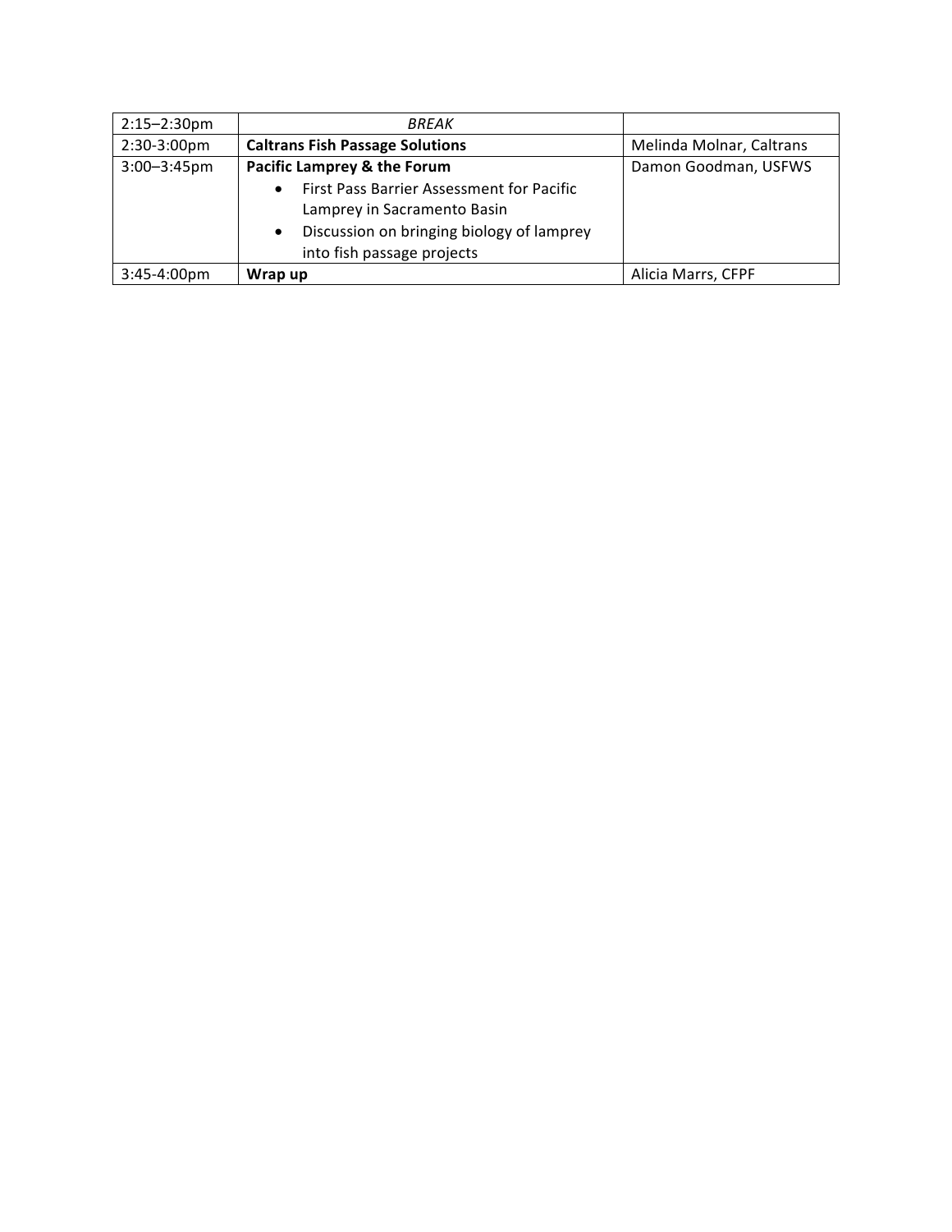| | | |
|---|---|---|
| 2:15–2:30pm | *BREAK* | |
| 2:30-3:00pm | **Caltrans Fish Passage Solutions** | Melinda Molnar, Caltrans |
| 3:00–3:45pm | **Pacific Lamprey & the Forum**<br>• First Pass Barrier Assessment for Pacific Lamprey in Sacramento Basin<br>• Discussion on bringing biology of lamprey into fish passage projects | Damon Goodman, USFWS |
| 3:45-4:00pm | **Wrap up** | Alicia Marrs, CFPF |